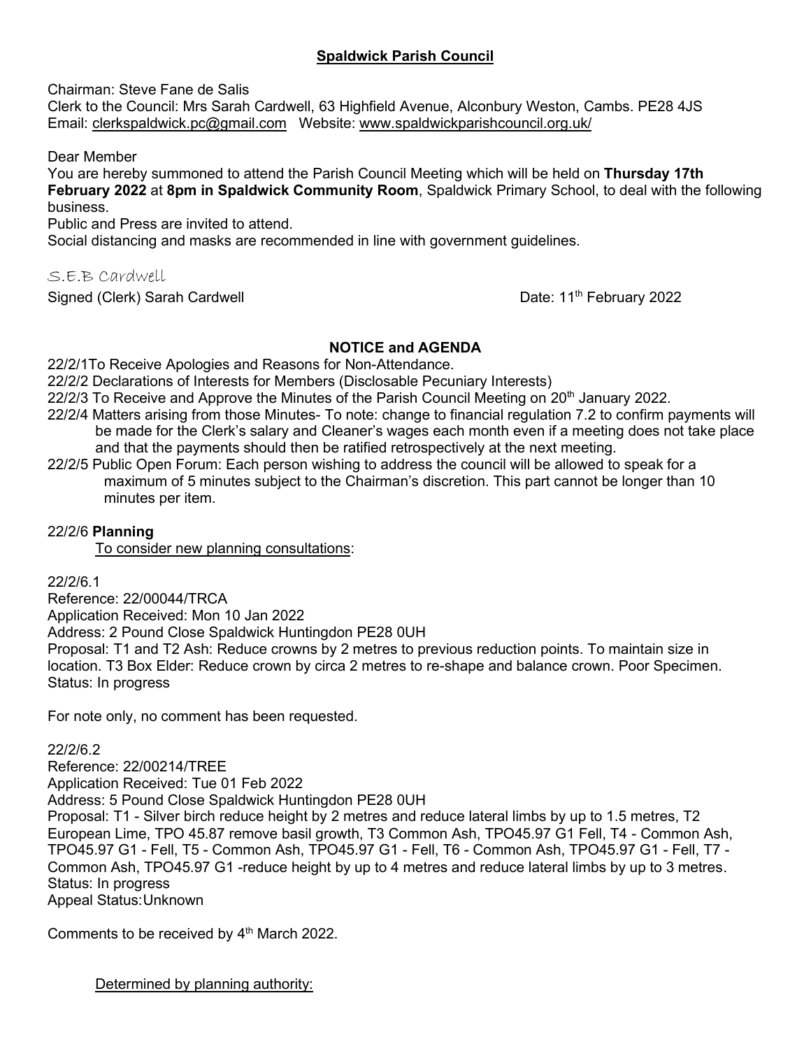# **Spaldwick Parish Council**

Chairman: Steve Fane de Salis
Clerk to the Council: Mrs Sarah Cardwell, 63 Highfield Avenue, Alconbury Weston, Cambs. PE28 4JS
Email: clerkspaldwick.pc@gmail.com Website: www.spaldwickparishcouncil.org.uk/

Dear Member

You are hereby summoned to attend the Parish Council Meeting which will be held on **Thursday 17th February 2022** at **8pm in Spaldwick Community Room**, Spaldwick Primary School, to deal with the following business.

Public and Press are invited to attend.

Social distancing and masks are recommended in line with government guidelines.

S.E.B Cardwell

Signed (Clerk) Sarah Cardwell Date: 11th February 2022

## **NOTICE and AGENDA**

22/2/1To Receive Apologies and Reasons for Non-Attendance.

22/2/2 Declarations of Interests for Members (Disclosable Pecuniary Interests)

22/2/3 To Receive and Approve the Minutes of the Parish Council Meeting on 20th January 2022.

22/2/4 Matters arising from those Minutes- To note: change to financial regulation 7.2 to confirm payments will be made for the Clerk's salary and Cleaner's wages each month even if a meeting does not take place and that the payments should then be ratified retrospectively at the next meeting.

22/2/5 Public Open Forum: Each person wishing to address the council will be allowed to speak for a maximum of 5 minutes subject to the Chairman's discretion. This part cannot be longer than 10 minutes per item.

22/2/6 **Planning**

To consider new planning consultations:

22/2/6.1

Reference: 22/00044/TRCA
Application Received: Mon 10 Jan 2022
Address: 2 Pound Close Spaldwick Huntingdon PE28 0UH
Proposal: T1 and T2 Ash: Reduce crowns by 2 metres to previous reduction points. To maintain size in location. T3 Box Elder: Reduce crown by circa 2 metres to re-shape and balance crown. Poor Specimen.
Status: In progress

For note only, no comment has been requested.

22/2/6.2

Reference: 22/00214/TREE
Application Received: Tue 01 Feb 2022
Address: 5 Pound Close Spaldwick Huntingdon PE28 0UH
Proposal: T1 - Silver birch reduce height by 2 metres and reduce lateral limbs by up to 1.5 metres, T2 European Lime, TPO 45.87 remove basil growth, T3 Common Ash, TPO45.97 G1 Fell, T4 - Common Ash, TPO45.97 G1 - Fell, T5 - Common Ash, TPO45.97 G1 - Fell, T6 - Common Ash, TPO45.97 G1 - Fell, T7 - Common Ash, TPO45.97 G1 -reduce height by up to 4 metres and reduce lateral limbs by up to 3 metres.
Status: In progress
Appeal Status:Unknown

Comments to be received by 4th March 2022.

Determined by planning authority: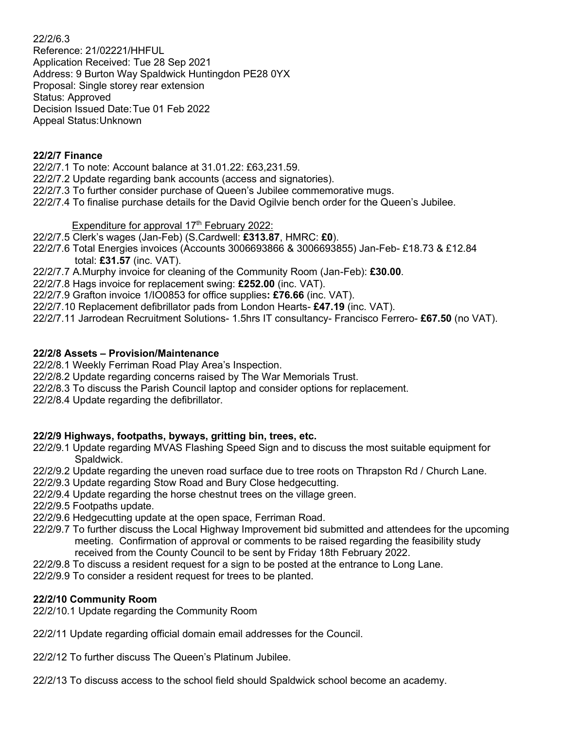22/2/6.3
Reference: 21/02221/HHFUL
Application Received: Tue 28 Sep 2021
Address: 9 Burton Way Spaldwick Huntingdon PE28 0YX
Proposal: Single storey rear extension
Status: Approved
Decision Issued Date: Tue 01 Feb 2022
Appeal Status: Unknown

**22/2/7 Finance**

22/2/7.1 To note: Account balance at 31.01.22: £63,231.59.
22/2/7.2 Update regarding bank accounts (access and signatories).
22/2/7.3 To further consider purchase of Queen's Jubilee commemorative mugs.
22/2/7.4 To finalise purchase details for the David Ogilvie bench order for the Queen's Jubilee.

Expenditure for approval 17th February 2022:

22/2/7.5 Clerk's wages (Jan-Feb) (S.Cardwell: **£313.87**, HMRC: **£0**).
22/2/7.6 Total Energies invoices (Accounts 3006693866 & 3006693855) Jan-Feb- £18.73 & £12.84 total: **£31.57** (inc. VAT).
22/2/7.7 A.Murphy invoice for cleaning of the Community Room (Jan-Feb): **£30.00**.
22/2/7.8 Hags invoice for replacement swing: **£252.00** (inc. VAT).
22/2/7.9 Grafton invoice 1/IO0853 for office supplies**: £76.66** (inc. VAT).
22/2/7.10 Replacement defibrillator pads from London Hearts- **£47.19** (inc. VAT).
22/2/7.11 Jarrodean Recruitment Solutions- 1.5hrs IT consultancy- Francisco Ferrero- **£67.50** (no VAT).

**22/2/8 Assets – Provision/Maintenance**

22/2/8.1 Weekly Ferriman Road Play Area's Inspection.
22/2/8.2 Update regarding concerns raised by The War Memorials Trust.
22/2/8.3 To discuss the Parish Council laptop and consider options for replacement.
22/2/8.4 Update regarding the defibrillator.

**22/2/9 Highways, footpaths, byways, gritting bin, trees, etc.**

22/2/9.1 Update regarding MVAS Flashing Speed Sign and to discuss the most suitable equipment for Spaldwick.
22/2/9.2 Update regarding the uneven road surface due to tree roots on Thrapston Rd / Church Lane.
22/2/9.3 Update regarding Stow Road and Bury Close hedgecutting.
22/2/9.4 Update regarding the horse chestnut trees on the village green.
22/2/9.5 Footpaths update.
22/2/9.6 Hedgecutting update at the open space, Ferriman Road.
22/2/9.7 To further discuss the Local Highway Improvement bid submitted and attendees for the upcoming meeting. Confirmation of approval or comments to be raised regarding the feasibility study received from the County Council to be sent by Friday 18th February 2022.
22/2/9.8 To discuss a resident request for a sign to be posted at the entrance to Long Lane.
22/2/9.9 To consider a resident request for trees to be planted.

**22/2/10 Community Room**

22/2/10.1 Update regarding the Community Room

22/2/11 Update regarding official domain email addresses for the Council.

22/2/12 To further discuss The Queen's Platinum Jubilee.

22/2/13 To discuss access to the school field should Spaldwick school become an academy.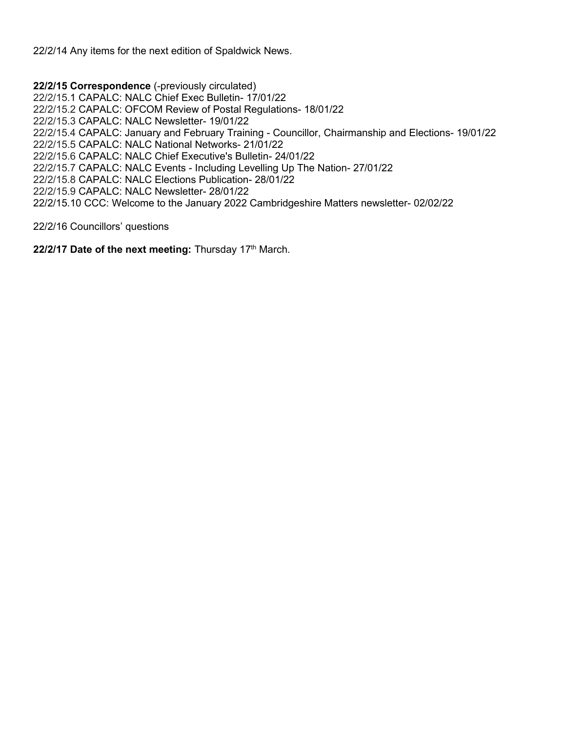22/2/14 Any items for the next edition of Spaldwick News.

**22/2/15 Correspondence** (-previously circulated)
22/2/15.1 CAPALC: NALC Chief Exec Bulletin- 17/01/22
22/2/15.2 CAPALC: OFCOM Review of Postal Regulations- 18/01/22
22/2/15.3 CAPALC: NALC Newsletter- 19/01/22
22/2/15.4 CAPALC: January and February Training - Councillor, Chairmanship and Elections- 19/01/22
22/2/15.5 CAPALC: NALC National Networks- 21/01/22
22/2/15.6 CAPALC: NALC Chief Executive's Bulletin- 24/01/22
22/2/15.7 CAPALC: NALC Events - Including Levelling Up The Nation- 27/01/22
22/2/15.8 CAPALC: NALC Elections Publication- 28/01/22
22/2/15.9 CAPALC: NALC Newsletter- 28/01/22
22/2/15.10 CCC: Welcome to the January 2022 Cambridgeshire Matters newsletter- 02/02/22

22/2/16 Councillors' questions

**22/2/17 Date of the next meeting:** Thursday 17th March.